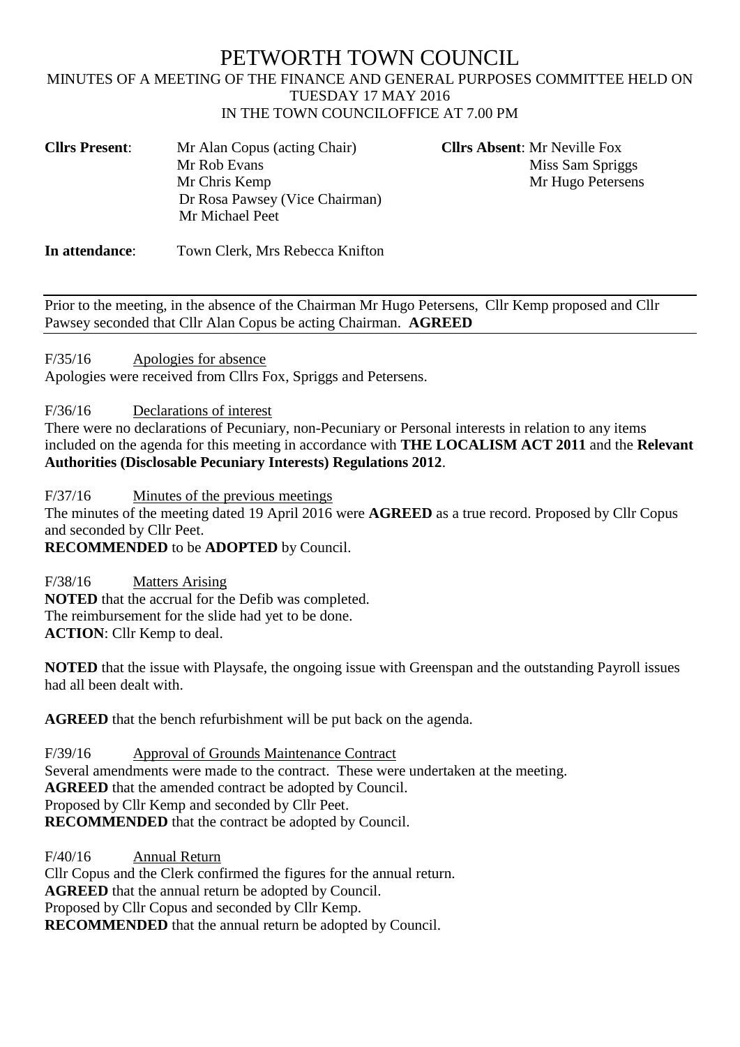# PETWORTH TOWN COUNCIL

MINUTES OF A MEETING OF THE FINANCE AND GENERAL PURPOSES COMMITTEE HELD ON TUESDAY 17 MAY 2016
IN THE TOWN COUNCILOFFICE AT 7.00 PM

**Cllrs Present**: Mr Alan Copus (acting Chair)
Mr Rob Evans
Mr Chris Kemp
Dr Rosa Pawsey (Vice Chairman)
Mr Michael Peet

**Cllrs Absent**: Mr Neville Fox
Miss Sam Spriggs
Mr Hugo Petersens

**In attendance**: Town Clerk, Mrs Rebecca Knifton

---

Prior to the meeting, in the absence of the Chairman Mr Hugo Petersens, Cllr Kemp proposed and Cllr Pawsey seconded that Cllr Alan Copus be acting Chairman. **AGREED**

---

F/35/16 Apologies for absence

Apologies were received from Cllrs Fox, Spriggs and Petersens.

F/36/16 Declarations of interest

There were no declarations of Pecuniary, non-Pecuniary or Personal interests in relation to any items included on the agenda for this meeting in accordance with **THE LOCALISM ACT 2011** and the **Relevant Authorities (Disclosable Pecuniary Interests) Regulations 2012**.

F/37/16 Minutes of the previous meetings

The minutes of the meeting dated 19 April 2016 were **AGREED** as a true record. Proposed by Cllr Copus and seconded by Cllr Peet.
**RECOMMENDED** to be **ADOPTED** by Council.

F/38/16 Matters Arising

**NOTED** that the accrual for the Defib was completed.
The reimbursement for the slide had yet to be done.
**ACTION**: Cllr Kemp to deal.

**NOTED** that the issue with Playsafe, the ongoing issue with Greenspan and the outstanding Payroll issues had all been dealt with.

**AGREED** that the bench refurbishment will be put back on the agenda.

F/39/16 Approval of Grounds Maintenance Contract

Several amendments were made to the contract. These were undertaken at the meeting.
**AGREED** that the amended contract be adopted by Council.
Proposed by Cllr Kemp and seconded by Cllr Peet.
**RECOMMENDED** that the contract be adopted by Council.

F/40/16 Annual Return

Cllr Copus and the Clerk confirmed the figures for the annual return.
**AGREED** that the annual return be adopted by Council.
Proposed by Cllr Copus and seconded by Cllr Kemp.
**RECOMMENDED** that the annual return be adopted by Council.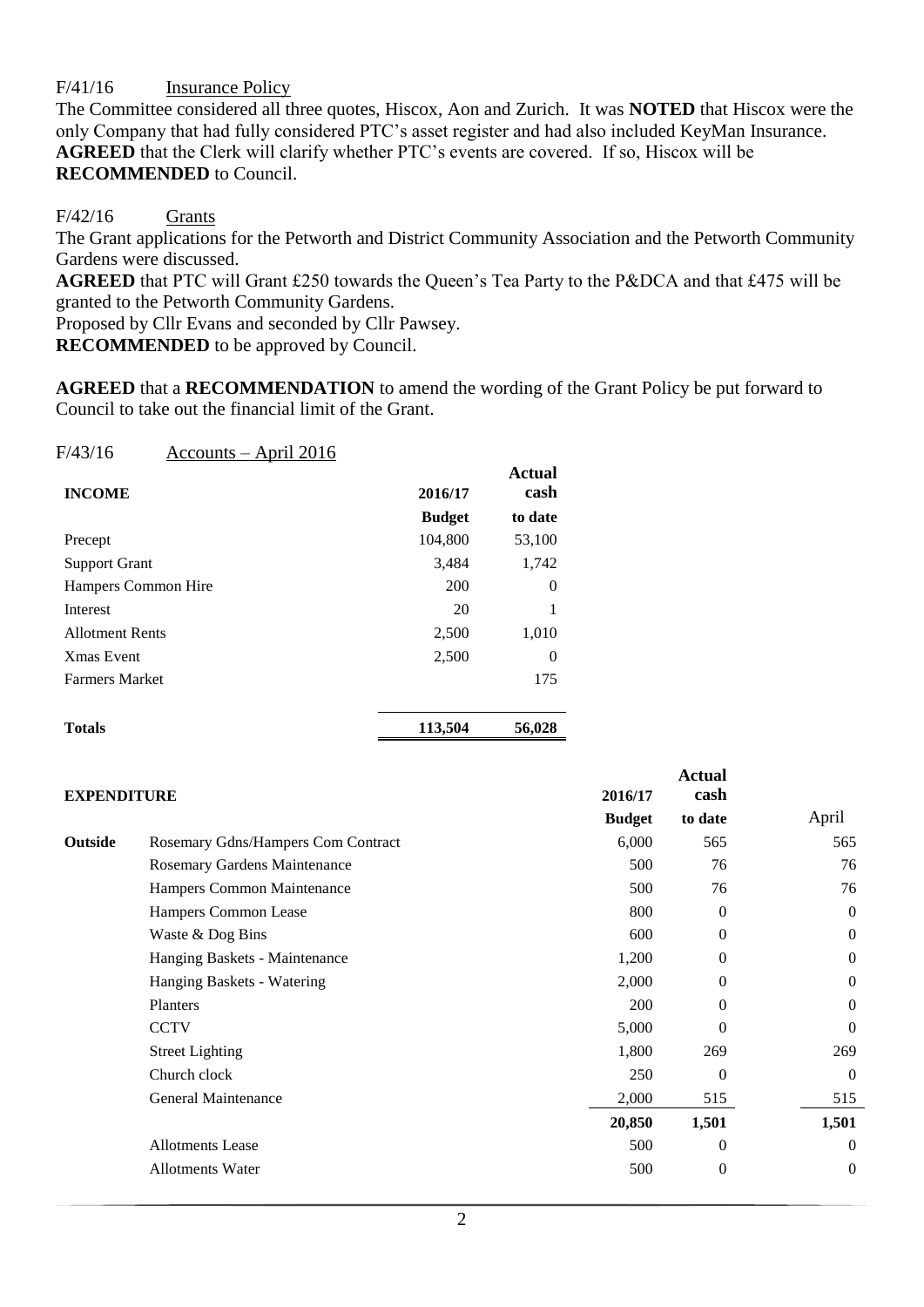F/41/16 Insurance Policy

The Committee considered all three quotes, Hiscox, Aon and Zurich. It was **NOTED** that Hiscox were the only Company that had fully considered PTC's asset register and had also included KeyMan Insurance. **AGREED** that the Clerk will clarify whether PTC's events are covered. If so, Hiscox will be **RECOMMENDED** to Council.

F/42/16 Grants

The Grant applications for the Petworth and District Community Association and the Petworth Community Gardens were discussed.

**AGREED** that PTC will Grant £250 towards the Queen's Tea Party to the P&DCA and that £475 will be granted to the Petworth Community Gardens.

Proposed by Cllr Evans and seconded by Cllr Pawsey.

**RECOMMENDED** to be approved by Council.

**AGREED** that a **RECOMMENDATION** to amend the wording of the Grant Policy be put forward to Council to take out the financial limit of the Grant.

F/43/16 Accounts – April 2016

| **INCOME** | **2016/17 Budget** | **Actual cash to date** |
|---|---|---|
| Precept | 104,800 | 53,100 |
| Support Grant | 3,484 | 1,742 |
| Hampers Common Hire | 200 | 0 |
| Interest | 20 | 1 |
| Allotment Rents | 2,500 | 1,010 |
| Xmas Event | 2,500 | 0 |
| Farmers Market | | 175 |
| **Totals** | **113,504** | **56,028** |

| **EXPENDITURE** | | **2016/17 Budget** | **Actual cash to date** | April |
|---|---|---|---|---|
| **Outside** | Rosemary Gdns/Hampers Com Contract | 6,000 | 565 | 565 |
| | Rosemary Gardens Maintenance | 500 | 76 | 76 |
| | Hampers Common Maintenance | 500 | 76 | 76 |
| | Hampers Common Lease | 800 | 0 | 0 |
| | Waste & Dog Bins | 600 | 0 | 0 |
| | Hanging Baskets - Maintenance | 1,200 | 0 | 0 |
| | Hanging Baskets - Watering | 2,000 | 0 | 0 |
| | Planters | 200 | 0 | 0 |
| | CCTV | 5,000 | 0 | 0 |
| | Street Lighting | 1,800 | 269 | 269 |
| | Church clock | 250 | 0 | 0 |
| | General Maintenance | 2,000 | 515 | 515 |
| | | **20,850** | **1,501** | **1,501** |
| | Allotments Lease | 500 | 0 | 0 |
| | Allotments Water | 500 | 0 | 0 |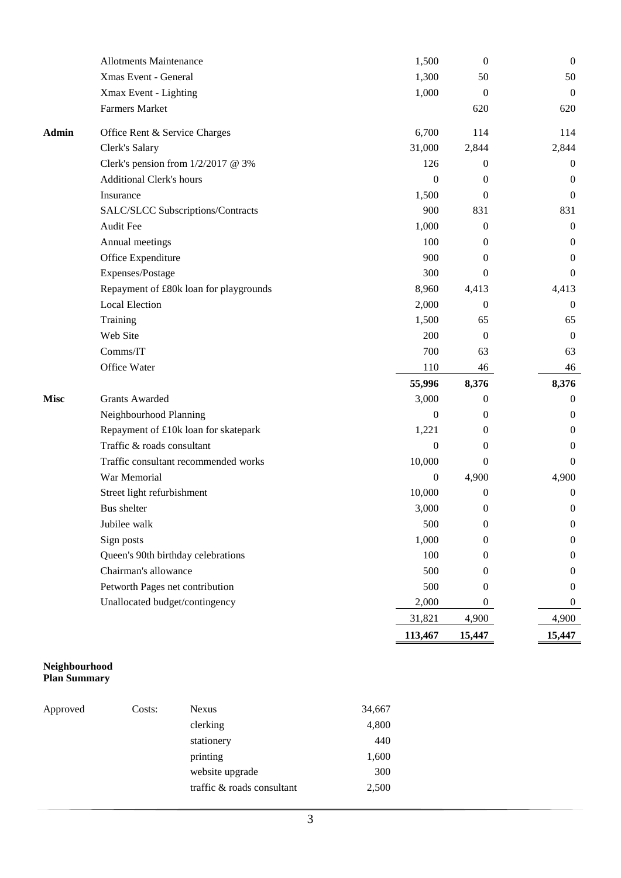| | | | | |
|---|---|---|---|---|
| | Allotments Maintenance | 1,500 | 0 | 0 |
| | Xmas Event - General | 1,300 | 50 | 50 |
| | Xmax Event - Lighting | 1,000 | 0 | 0 |
| | Farmers Market | | 620 | 620 |
| **Admin** | Office Rent & Service Charges | 6,700 | 114 | 114 |
| | Clerk's Salary | 31,000 | 2,844 | 2,844 |
| | Clerk's pension from 1/2/2017 @ 3% | 126 | 0 | 0 |
| | Additional Clerk's hours | 0 | 0 | 0 |
| | Insurance | 1,500 | 0 | 0 |
| | SALC/SLCC Subscriptions/Contracts | 900 | 831 | 831 |
| | Audit Fee | 1,000 | 0 | 0 |
| | Annual meetings | 100 | 0 | 0 |
| | Office Expenditure | 900 | 0 | 0 |
| | Expenses/Postage | 300 | 0 | 0 |
| | Repayment of £80k loan for playgrounds | 8,960 | 4,413 | 4,413 |
| | Local Election | 2,000 | 0 | 0 |
| | Training | 1,500 | 65 | 65 |
| | Web Site | 200 | 0 | 0 |
| | Comms/IT | 700 | 63 | 63 |
| | Office Water | 110 | 46 | 46 |
| | | **55,996** | **8,376** | **8,376** |
| **Misc** | Grants Awarded | 3,000 | 0 | 0 |
| | Neighbourhood Planning | 0 | 0 | 0 |
| | Repayment of £10k loan for skatepark | 1,221 | 0 | 0 |
| | Traffic & roads consultant | 0 | 0 | 0 |
| | Traffic consultant recommended works | 10,000 | 0 | 0 |
| | War Memorial | 0 | 4,900 | 4,900 |
| | Street light refurbishment | 10,000 | 0 | 0 |
| | Bus shelter | 3,000 | 0 | 0 |
| | Jubilee walk | 500 | 0 | 0 |
| | Sign posts | 1,000 | 0 | 0 |
| | Queen's 90th birthday celebrations | 100 | 0 | 0 |
| | Chairman's allowance | 500 | 0 | 0 |
| | Petworth Pages net contribution | 500 | 0 | 0 |
| | Unallocated budget/contingency | 2,000 | 0 | 0 |
| | | 31,821 | 4,900 | 4,900 |
| | | **113,467** | **15,447** | **15,447** |

**Neighbourhood Plan Summary**

| | | | |
|---|---|---|---|
| Approved | Costs: | Nexus | 34,667 |
| | | clerking | 4,800 |
| | | stationery | 440 |
| | | printing | 1,600 |
| | | website upgrade | 300 |
| | | traffic & roads consultant | 2,500 |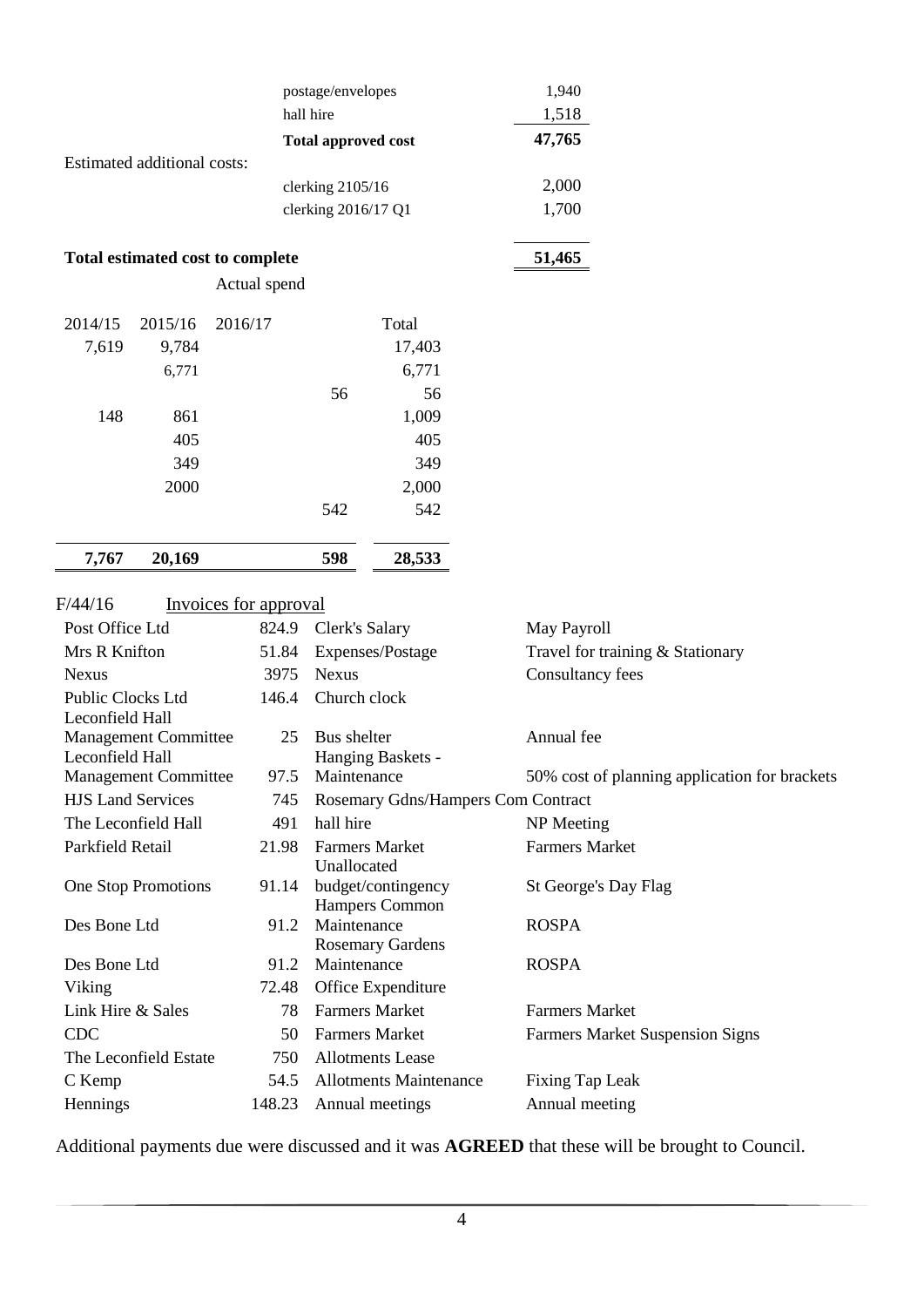| | |
|---|---|
| postage/envelopes | 1,940 |
| hall hire | 1,518 |
| **Total approved cost** | **47,765** |

Estimated additional costs:

| | |
|---|---|
| clerking 2105/16 | 2,000 |
| clerking 2016/17 Q1 | 1,700 |

**Total estimated cost to complete** **51,465**

Actual spend

| 2014/15 | 2015/16 | 2016/17 | | Total |
|---|---|---|---|---|
| 7,619 | 9,784 | | | 17,403 |
| | 6,771 | | | 6,771 |
| | | | 56 | 56 |
| 148 | 861 | | | 1,009 |
| | 405 | | | 405 |
| | 349 | | | 349 |
| | 2000 | | | 2,000 |
| | | | 542 | 542 |
| **7,767** | **20,169** | | **598** | **28,533** |

F/44/16 Invoices for approval

| | | | |
|---|---|---|---|
| Post Office Ltd | 824.9 | Clerk's Salary | May Payroll |
| Mrs R Knifton | 51.84 | Expenses/Postage | Travel for training & Stationary |
| Nexus | 3975 | Nexus | Consultancy fees |
| Public Clocks Ltd | 146.4 | Church clock | |
| Leconfield Hall Management Committee | 25 | Bus shelter | Annual fee |
| Leconfield Hall Management Committee | 97.5 | Hanging Baskets - Maintenance | 50% cost of planning application for brackets |
| HJS Land Services | 745 | Rosemary Gdns/Hampers Com Contract | |
| The Leconfield Hall | 491 | hall hire | NP Meeting |
| Parkfield Retail | 21.98 | Farmers Market | Farmers Market |
| One Stop Promotions | 91.14 | Unallocated budget/contingency | St George's Day Flag |
| Des Bone Ltd | 91.2 | Hampers Common Maintenance | ROSPA |
| Des Bone Ltd | 91.2 | Rosemary Gardens Maintenance | ROSPA |
| Viking | 72.48 | Office Expenditure | |
| Link Hire & Sales | 78 | Farmers Market | Farmers Market |
| CDC | 50 | Farmers Market | Farmers Market Suspension Signs |
| The Leconfield Estate | 750 | Allotments Lease | |
| C Kemp | 54.5 | Allotments Maintenance | Fixing Tap Leak |
| Hennings | 148.23 | Annual meetings | Annual meeting |

Additional payments due were discussed and it was **AGREED** that these will be brought to Council.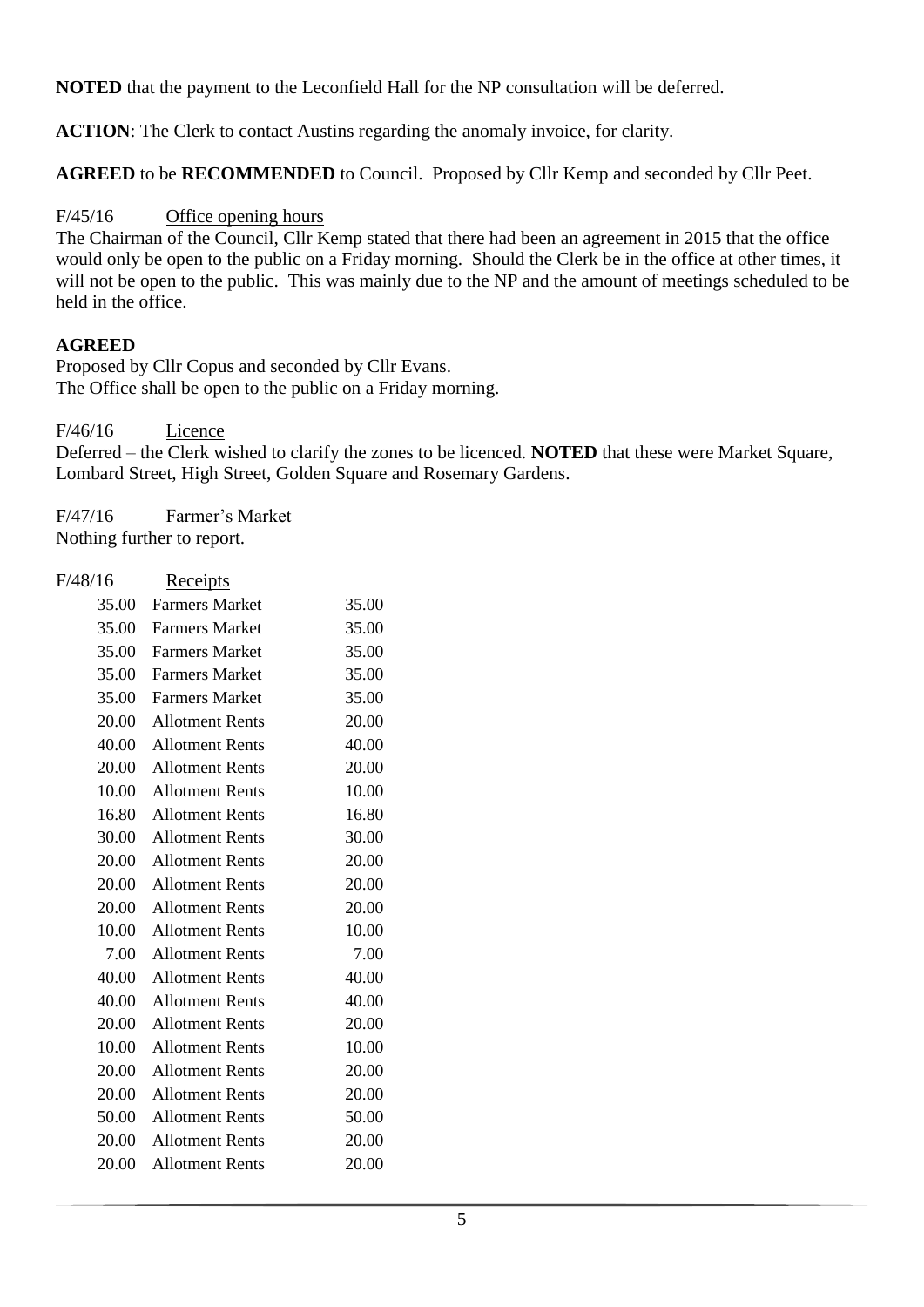**NOTED** that the payment to the Leconfield Hall for the NP consultation will be deferred.

**ACTION**: The Clerk to contact Austins regarding the anomaly invoice, for clarity.

**AGREED** to be **RECOMMENDED** to Council. Proposed by Cllr Kemp and seconded by Cllr Peet.

F/45/16 Office opening hours

The Chairman of the Council, Cllr Kemp stated that there had been an agreement in 2015 that the office would only be open to the public on a Friday morning. Should the Clerk be in the office at other times, it will not be open to the public. This was mainly due to the NP and the amount of meetings scheduled to be held in the office.

**AGREED**

Proposed by Cllr Copus and seconded by Cllr Evans.
The Office shall be open to the public on a Friday morning.

F/46/16 Licence

Deferred – the Clerk wished to clarify the zones to be licenced. **NOTED** that these were Market Square, Lombard Street, High Street, Golden Square and Rosemary Gardens.

F/47/16 Farmer's Market

Nothing further to report.

F/48/16 Receipts

| | | |
|---|---|---|
| 35.00 | Farmers Market | 35.00 |
| 35.00 | Farmers Market | 35.00 |
| 35.00 | Farmers Market | 35.00 |
| 35.00 | Farmers Market | 35.00 |
| 35.00 | Farmers Market | 35.00 |
| 20.00 | Allotment Rents | 20.00 |
| 40.00 | Allotment Rents | 40.00 |
| 20.00 | Allotment Rents | 20.00 |
| 10.00 | Allotment Rents | 10.00 |
| 16.80 | Allotment Rents | 16.80 |
| 30.00 | Allotment Rents | 30.00 |
| 20.00 | Allotment Rents | 20.00 |
| 20.00 | Allotment Rents | 20.00 |
| 20.00 | Allotment Rents | 20.00 |
| 10.00 | Allotment Rents | 10.00 |
| 7.00 | Allotment Rents | 7.00 |
| 40.00 | Allotment Rents | 40.00 |
| 40.00 | Allotment Rents | 40.00 |
| 20.00 | Allotment Rents | 20.00 |
| 10.00 | Allotment Rents | 10.00 |
| 20.00 | Allotment Rents | 20.00 |
| 20.00 | Allotment Rents | 20.00 |
| 50.00 | Allotment Rents | 50.00 |
| 20.00 | Allotment Rents | 20.00 |
| 20.00 | Allotment Rents | 20.00 |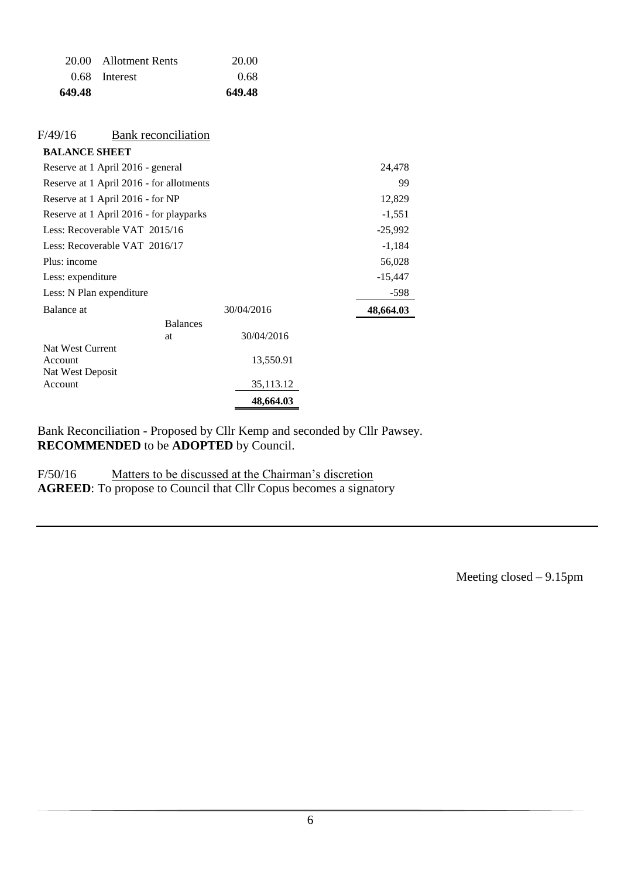| | | |
|---|---|---|
| 20.00 | Allotment Rents | 20.00 |
| 0.68 | Interest | 0.68 |
| **649.48** | | **649.48** |

F/49/16 Bank reconciliation

**BALANCE SHEET**

| | | |
|---|---|---|
| Reserve at 1 April 2016 - general | | 24,478 |
| Reserve at 1 April 2016 - for allotments | | 99 |
| Reserve at 1 April 2016 - for NP | | 12,829 |
| Reserve at 1 April 2016 - for playparks | | -1,551 |
| Less: Recoverable VAT 2015/16 | | -25,992 |
| Less: Recoverable VAT 2016/17 | | -1,184 |
| Plus: income | | 56,028 |
| Less: expenditure | | -15,447 |
| Less: N Plan expenditure | | -598 |
| Balance at | 30/04/2016 | **48,664.03** |

| | | |
|---|---|---|
| | Balances at | 30/04/2016 |
| Nat West Current Account | | 13,550.91 |
| Nat West Deposit Account | | 35,113.12 |
| | | **48,664.03** |

Bank Reconciliation - Proposed by Cllr Kemp and seconded by Cllr Pawsey. **RECOMMENDED** to be **ADOPTED** by Council.

F/50/16 Matters to be discussed at the Chairman's discretion

**AGREED**: To propose to Council that Cllr Copus becomes a signatory

---

Meeting closed – 9.15pm